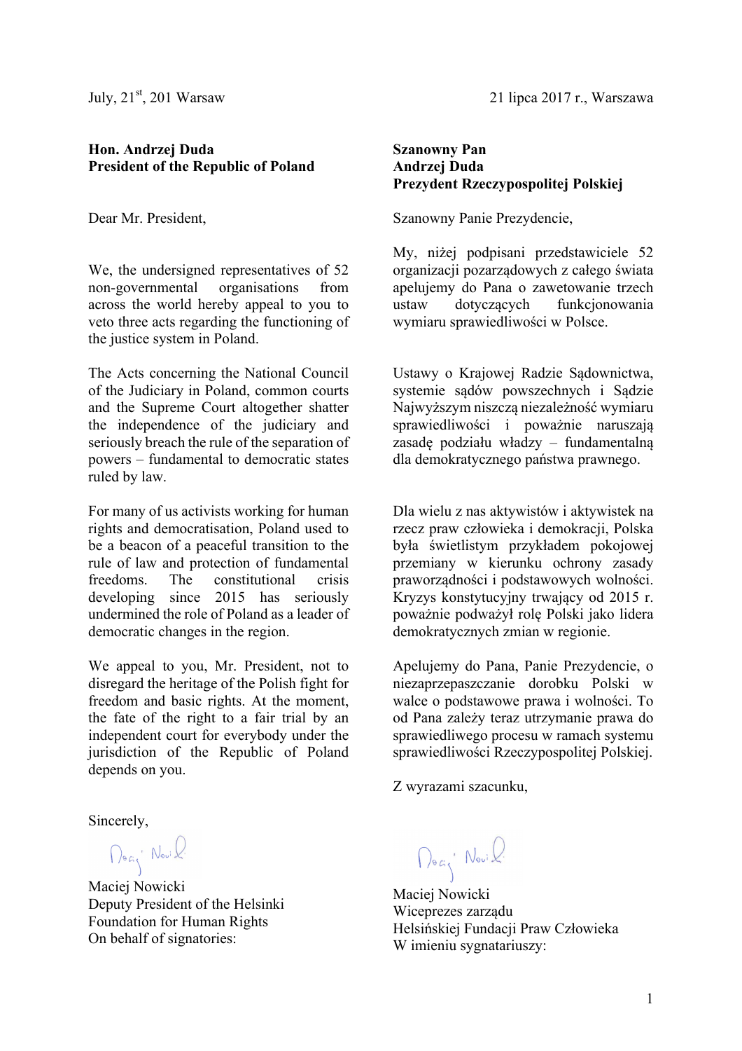July, 21st, 201 Warsaw

**Hon. Andrzej Duda**
**President of the Republic of Poland**

Dear Mr. President,

We, the undersigned representatives of 52 non-governmental organisations from across the world hereby appeal to you to veto three acts regarding the functioning of the justice system in Poland.

The Acts concerning the National Council of the Judiciary in Poland, common courts and the Supreme Court altogether shatter the independence of the judiciary and seriously breach the rule of the separation of powers – fundamental to democratic states ruled by law.

For many of us activists working for human rights and democratisation, Poland used to be a beacon of a peaceful transition to the rule of law and protection of fundamental freedoms. The constitutional crisis developing since 2015 has seriously undermined the role of Poland as a leader of democratic changes in the region.

We appeal to you, Mr. President, not to disregard the heritage of the Polish fight for freedom and basic rights. At the moment, the fate of the right to a fair trial by an independent court for everybody under the jurisdiction of the Republic of Poland depends on you.

Sincerely,

Maciej Nowicki
Deputy President of the Helsinki Foundation for Human Rights
On behalf of signatories:

21 lipca 2017 r., Warszawa

**Szanowny Pan**
**Andrzej Duda**
**Prezydent Rzeczypospolitej Polskiej**

Szanowny Panie Prezydencie,

My, niżej podpisani przedstawiciele 52 organizacji pozarządowych z całego świata apelujemy do Pana o zawetowanie trzech ustaw dotyczących funkcjonowania wymiaru sprawiedliwości w Polsce.

Ustawy o Krajowej Radzie Sądownictwa, systemie sądów powszechnych i Sądzie Najwyższym niszczą niezależność wymiaru sprawiedliwości i poważnie naruszają zasadę podziału władzy – fundamentalną dla demokratycznego państwa prawnego.

Dla wielu z nas aktywistów i aktywistek na rzecz praw człowieka i demokracji, Polska była świetlistym przykładem pokojowej przemiany w kierunku ochrony zasady praworządności i podstawowych wolności. Kryzys konstytucyjny trwający od 2015 r. poważnie podważył rolę Polski jako lidera demokratycznych zmian w regionie.

Apelujemy do Pana, Panie Prezydencie, o niezaprzepaszczanie dorobku Polski w walce o podstawowe prawa i wolności. To od Pana zależy teraz utrzymanie prawa do sprawiedliwego procesu w ramach systemu sprawiedliwości Rzeczypospolitej Polskiej.

Z wyrazami szacunku,

Maciej Nowicki
Wiceprezes zarządu
Helsińskiej Fundacji Praw Człowieka
W imieniu sygnatariuszy: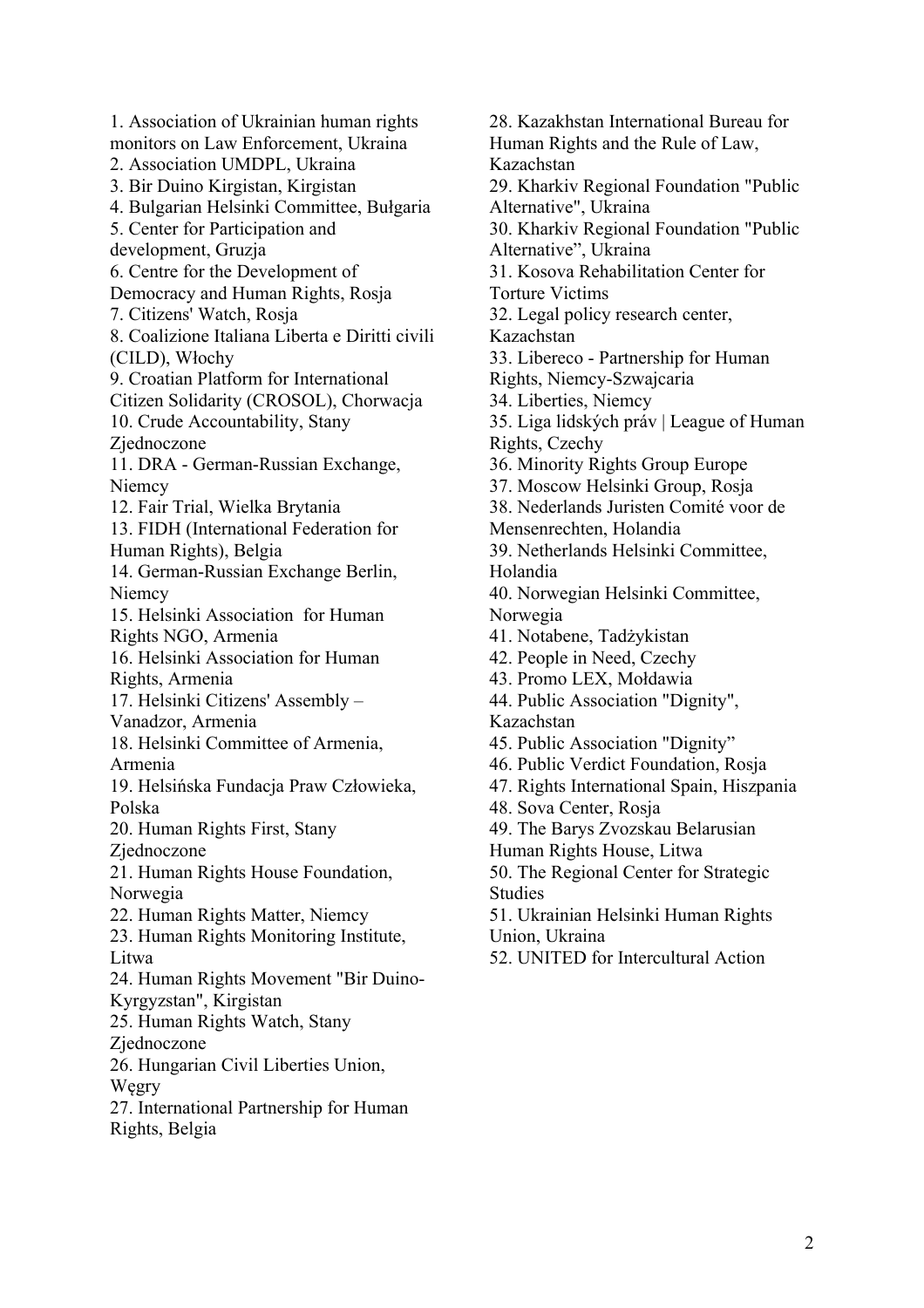1. Association of Ukrainian human rights monitors on Law Enforcement, Ukraina
2. Association UMDPL, Ukraina
3. Bir Duino Kirgistan, Kirgistan
4. Bulgarian Helsinki Committee, Bułgaria
5. Center for Participation and development, Gruzja
6. Centre for the Development of Democracy and Human Rights, Rosja
7. Citizens' Watch, Rosja
8. Coalizione Italiana Liberta e Diritti civili (CILD), Włochy
9. Croatian Platform for International Citizen Solidarity (CROSOL), Chorwacja
10. Crude Accountability, Stany Zjednoczone
11. DRA - German-Russian Exchange, Niemcy
12. Fair Trial, Wielka Brytania
13. FIDH (International Federation for Human Rights), Belgia
14. German-Russian Exchange Berlin, Niemcy
15. Helsinki Association for Human Rights NGO, Armenia
16. Helsinki Association for Human Rights, Armenia
17. Helsinki Citizens' Assembly – Vanadzor, Armenia
18. Helsinki Committee of Armenia, Armenia
19. Helsińska Fundacja Praw Człowieka, Polska
20. Human Rights First, Stany Zjednoczone
21. Human Rights House Foundation, Norwegia
22. Human Rights Matter, Niemcy
23. Human Rights Monitoring Institute, Litwa
24. Human Rights Movement "Bir Duino-Kyrgyzstan", Kirgistan
25. Human Rights Watch, Stany Zjednoczone
26. Hungarian Civil Liberties Union, Węgry
27. International Partnership for Human Rights, Belgia
28. Kazakhstan International Bureau for Human Rights and the Rule of Law, Kazachstan
29. Kharkiv Regional Foundation "Public Alternative", Ukraina
30. Kharkiv Regional Foundation "Public Alternative", Ukraina
31. Kosova Rehabilitation Center for Torture Victims
32. Legal policy research center, Kazachstan
33. Libereco - Partnership for Human Rights, Niemcy-Szwajcaria
34. Liberties, Niemcy
35. Liga lidských práv | League of Human Rights, Czechy
36. Minority Rights Group Europe
37. Moscow Helsinki Group, Rosja
38. Nederlands Juristen Comité voor de Mensenrechten, Holandia
39. Netherlands Helsinki Committee, Holandia
40. Norwegian Helsinki Committee, Norwegia
41. Notabene, Tadżykistan
42. People in Need, Czechy
43. Promo LEX, Mołdawia
44. Public Association "Dignity", Kazachstan
45. Public Association "Dignity"
46. Public Verdict Foundation, Rosja
47. Rights International Spain, Hiszpania
48. Sova Center, Rosja
49. The Barys Zvozskau Belarusian Human Rights House, Litwa
50. The Regional Center for Strategic Studies
51. Ukrainian Helsinki Human Rights Union, Ukraina
52. UNITED for Intercultural Action